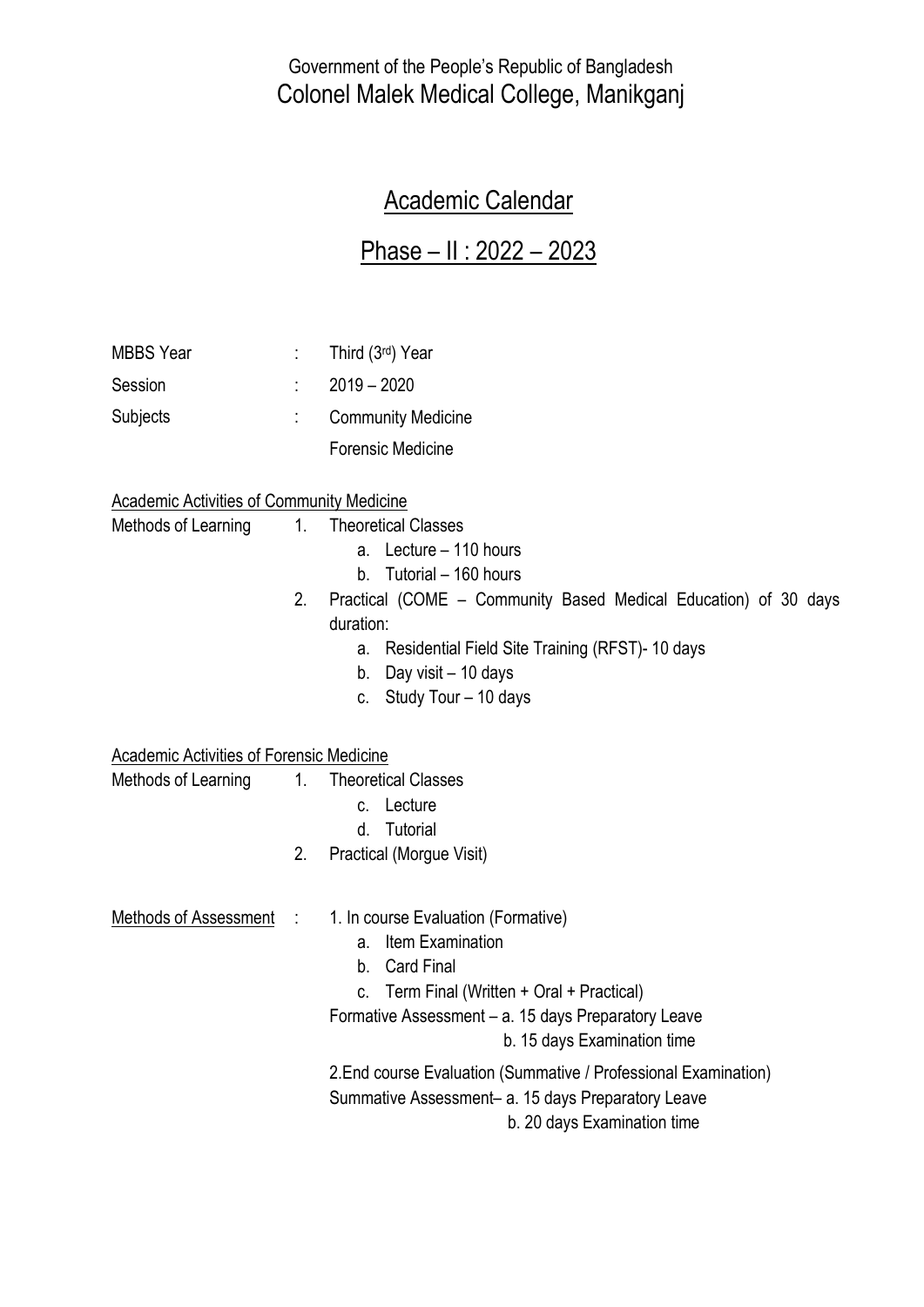Government of the People's Republic of Bangladesh

# Colonel Malek Medical College, Manikganj

## Academic Calendar

## Phase – II : 2022 – 2023

MBBS Year : Third (3rd) Year

Session : 2019 – 2020

Subjects : Community Medicine
Forensic Medicine

Academic Activities of Community Medicine

Methods of Learning

1. Theoretical Classes
   a. Lecture – 110 hours
   b. Tutorial – 160 hours
2. Practical (COME – Community Based Medical Education) of 30 days duration:
   a. Residential Field Site Training (RFST)- 10 days
   b. Day visit – 10 days
   c. Study Tour – 10 days

Academic Activities of Forensic Medicine

Methods of Learning

1. Theoretical Classes
   c. Lecture
   d. Tutorial
2. Practical (Morgue Visit)

Methods of Assessment :

1. In course Evaluation (Formative)
   a. Item Examination
   b. Card Final
   c. Term Final (Written + Oral + Practical)

   Formative Assessment – a. 15 days Preparatory Leave
   b. 15 days Examination time

2. End course Evaluation (Summative / Professional Examination)

   Summative Assessment– a. 15 days Preparatory Leave
   b. 20 days Examination time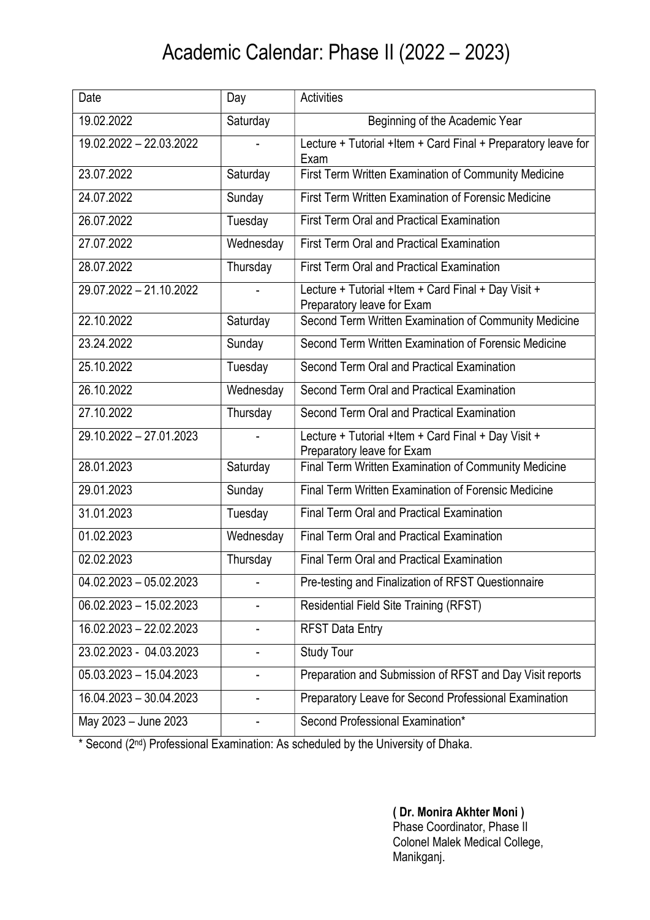# Academic Calendar: Phase II (2022 – 2023)

| Date | Day | Activities |
|---|---|---|
| 19.02.2022 | Saturday | Beginning of the Academic Year |
| 19.02.2022 – 22.03.2022 | - | Lecture + Tutorial +Item + Card Final + Preparatory leave for Exam |
| 23.07.2022 | Saturday | First Term Written Examination of Community Medicine |
| 24.07.2022 | Sunday | First Term Written Examination of Forensic Medicine |
| 26.07.2022 | Tuesday | First Term Oral and Practical Examination |
| 27.07.2022 | Wednesday | First Term Oral and Practical Examination |
| 28.07.2022 | Thursday | First Term Oral and Practical Examination |
| 29.07.2022 – 21.10.2022 | - | Lecture + Tutorial +Item + Card Final + Day Visit + Preparatory leave for Exam |
| 22.10.2022 | Saturday | Second Term Written Examination of Community Medicine |
| 23.24.2022 | Sunday | Second Term Written Examination of Forensic Medicine |
| 25.10.2022 | Tuesday | Second Term Oral and Practical Examination |
| 26.10.2022 | Wednesday | Second Term Oral and Practical Examination |
| 27.10.2022 | Thursday | Second Term Oral and Practical Examination |
| 29.10.2022 – 27.01.2023 | - | Lecture + Tutorial +Item + Card Final + Day Visit + Preparatory leave for Exam |
| 28.01.2023 | Saturday | Final Term Written Examination of Community Medicine |
| 29.01.2023 | Sunday | Final Term Written Examination of Forensic Medicine |
| 31.01.2023 | Tuesday | Final Term Oral and Practical Examination |
| 01.02.2023 | Wednesday | Final Term Oral and Practical Examination |
| 02.02.2023 | Thursday | Final Term Oral and Practical Examination |
| 04.02.2023 – 05.02.2023 | - | Pre-testing and Finalization of RFST Questionnaire |
| 06.02.2023 – 15.02.2023 | - | Residential Field Site Training (RFST) |
| 16.02.2023 – 22.02.2023 | - | RFST Data Entry |
| 23.02.2023 - 04.03.2023 | - | Study Tour |
| 05.03.2023 – 15.04.2023 | - | Preparation and Submission of RFST and Day Visit reports |
| 16.04.2023 – 30.04.2023 | - | Preparatory Leave for Second Professional Examination |
| May 2023 – June 2023 | - | Second Professional Examination* |

* Second (2nd) Professional Examination: As scheduled by the University of Dhaka.

**( Dr. Monira Akhter Moni )**
Phase Coordinator, Phase II
Colonel Malek Medical College,
Manikganj.